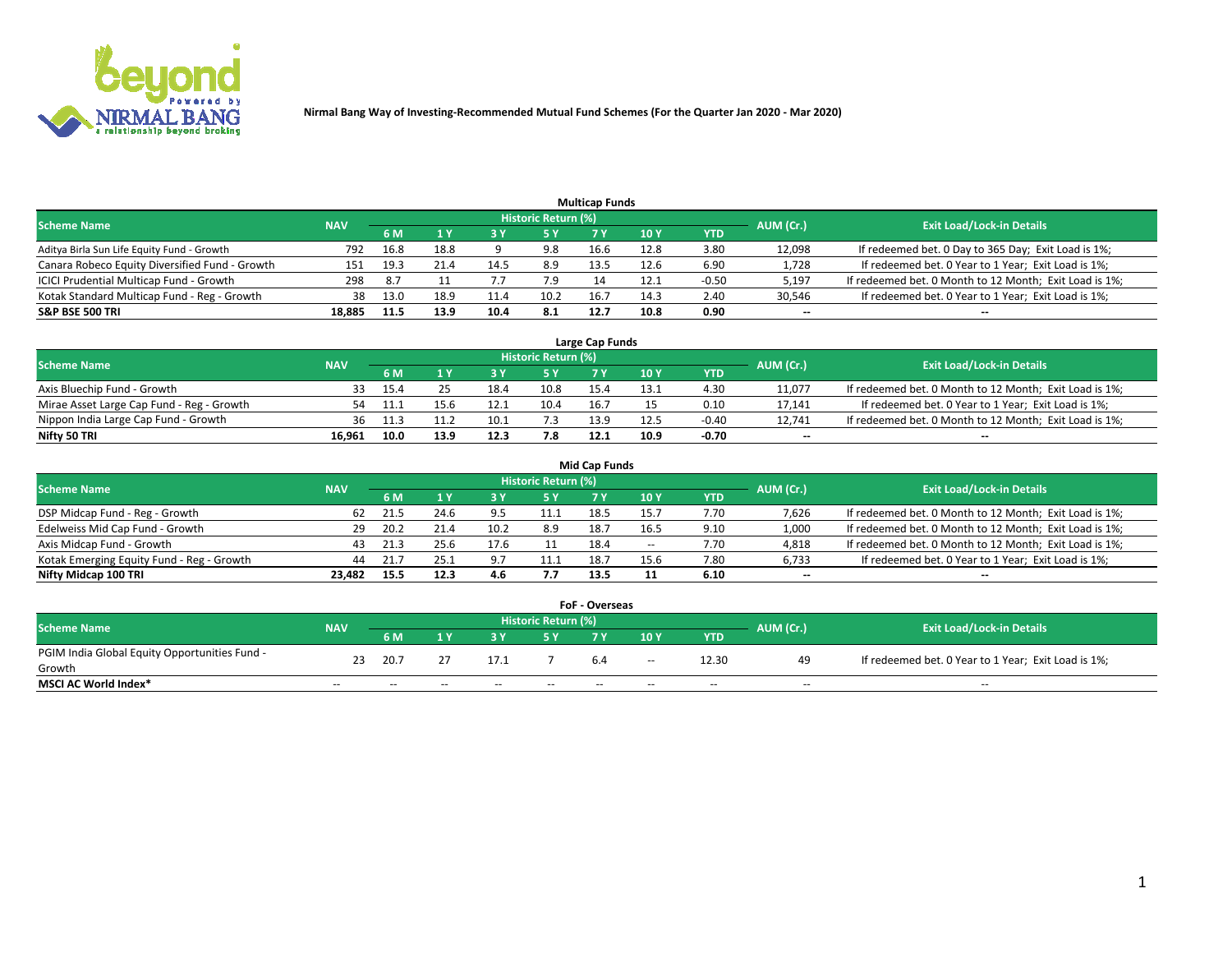Nirmal Bang Way of Investing-Recommended Mutual Fund Schemes (For the Quarter Jan 2020 - Mar 2020)

## Multicap Funds

| Scheme Name | NAV | Historic Return (%) | | | | | | | AUM (Cr.) | Exit Load/Lock-in Details |
|---|---|---|---|---|---|---|---|---|---|---|
| | | 6 M | 1 Y | 3 Y | 5 Y | 7 Y | 10 Y | YTD | | |
| Aditya Birla Sun Life Equity Fund - Growth | 792 | 16.8 | 18.8 | 9 | 9.8 | 16.6 | 12.8 | 3.80 | 12,098 | If redeemed bet. 0 Day to 365 Day; Exit Load is 1%; |
| Canara Robeco Equity Diversified Fund - Growth | 151 | 19.3 | 21.4 | 14.5 | 8.9 | 13.5 | 12.6 | 6.90 | 1,728 | If redeemed bet. 0 Year to 1 Year; Exit Load is 1%; |
| ICICI Prudential Multicap Fund - Growth | 298 | 8.7 | 11 | 7.7 | 7.9 | 14 | 12.1 | -0.50 | 5,197 | If redeemed bet. 0 Month to 12 Month; Exit Load is 1%; |
| Kotak Standard Multicap Fund - Reg - Growth | 38 | 13.0 | 18.9 | 11.4 | 10.2 | 16.7 | 14.3 | 2.40 | 30,546 | If redeemed bet. 0 Year to 1 Year; Exit Load is 1%; |
| **S&P BSE 500 TRI** | **18,885** | **11.5** | **13.9** | **10.4** | **8.1** | **12.7** | **10.8** | **0.90** | -- | -- |

## Large Cap Funds

| Scheme Name | NAV | Historic Return (%) | | | | | | | AUM (Cr.) | Exit Load/Lock-in Details |
|---|---|---|---|---|---|---|---|---|---|---|
| | | 6 M | 1 Y | 3 Y | 5 Y | 7 Y | 10 Y | YTD | | |
| Axis Bluechip Fund - Growth | 33 | 15.4 | 25 | 18.4 | 10.8 | 15.4 | 13.1 | 4.30 | 11,077 | If redeemed bet. 0 Month to 12 Month; Exit Load is 1%; |
| Mirae Asset Large Cap Fund - Reg - Growth | 54 | 11.1 | 15.6 | 12.1 | 10.4 | 16.7 | 15 | 0.10 | 17,141 | If redeemed bet. 0 Year to 1 Year; Exit Load is 1%; |
| Nippon India Large Cap Fund - Growth | 36 | 11.3 | 11.2 | 10.1 | 7.3 | 13.9 | 12.5 | -0.40 | 12,741 | If redeemed bet. 0 Month to 12 Month; Exit Load is 1%; |
| **Nifty 50 TRI** | **16,961** | **10.0** | **13.9** | **12.3** | **7.8** | **12.1** | **10.9** | **-0.70** | -- | -- |

## Mid Cap Funds

| Scheme Name | NAV | Historic Return (%) | | | | | | | AUM (Cr.) | Exit Load/Lock-in Details |
|---|---|---|---|---|---|---|---|---|---|---|
| | | 6 M | 1 Y | 3 Y | 5 Y | 7 Y | 10 Y | YTD | | |
| DSP Midcap Fund - Reg - Growth | 62 | 21.5 | 24.6 | 9.5 | 11.1 | 18.5 | 15.7 | 7.70 | 7,626 | If redeemed bet. 0 Month to 12 Month; Exit Load is 1%; |
| Edelweiss Mid Cap Fund - Growth | 29 | 20.2 | 21.4 | 10.2 | 8.9 | 18.7 | 16.5 | 9.10 | 1,000 | If redeemed bet. 0 Month to 12 Month; Exit Load is 1%; |
| Axis Midcap Fund - Growth | 43 | 21.3 | 25.6 | 17.6 | 11 | 18.4 | -- | 7.70 | 4,818 | If redeemed bet. 0 Month to 12 Month; Exit Load is 1%; |
| Kotak Emerging Equity Fund - Reg - Growth | 44 | 21.7 | 25.1 | 9.7 | 11.1 | 18.7 | 15.6 | 7.80 | 6,733 | If redeemed bet. 0 Year to 1 Year; Exit Load is 1%; |
| **Nifty Midcap 100 TRI** | **23,482** | **15.5** | **12.3** | **4.6** | **7.7** | **13.5** | **11** | **6.10** | -- | -- |

## FoF - Overseas

| Scheme Name | NAV | Historic Return (%) | | | | | | | AUM (Cr.) | Exit Load/Lock-in Details |
|---|---|---|---|---|---|---|---|---|---|---|
| | | 6 M | 1 Y | 3 Y | 5 Y | 7 Y | 10 Y | YTD | | |
| PGIM India Global Equity Opportunities Fund - Growth | 23 | 20.7 | 27 | 17.1 | 7 | 6.4 | -- | 12.30 | 49 | If redeemed bet. 0 Year to 1 Year; Exit Load is 1%; |
| **MSCI AC World Index*** | -- | -- | -- | -- | -- | -- | -- | -- | -- | -- |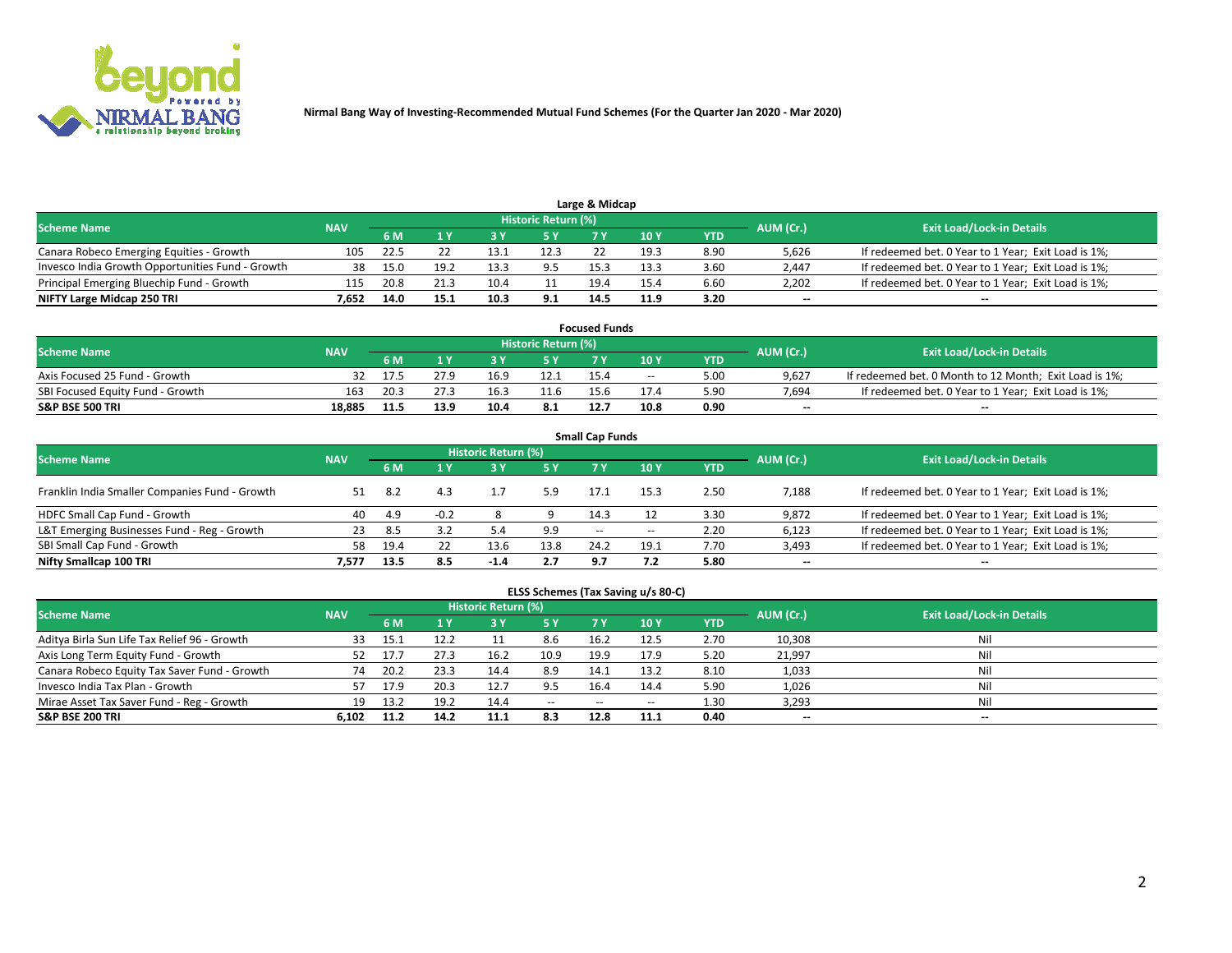Nirmal Bang Way of Investing-Recommended Mutual Fund Schemes (For the Quarter Jan 2020 - Mar 2020)

## Large & Midcap

| Scheme Name | NAV | Historic Return (%) | | | | | | | AUM (Cr.) | Exit Load/Lock-in Details |
|---|---|---|---|---|---|---|---|---|---|---|
| | | 6 M | 1 Y | 3 Y | 5 Y | 7 Y | 10 Y | YTD | | |
| Canara Robeco Emerging Equities - Growth | 105 | 22.5 | 22 | 13.1 | 12.3 | 22 | 19.3 | 8.90 | 5,626 | If redeemed bet. 0 Year to 1 Year; Exit Load is 1%; |
| Invesco India Growth Opportunities Fund - Growth | 38 | 15.0 | 19.2 | 13.3 | 9.5 | 15.3 | 13.3 | 3.60 | 2,447 | If redeemed bet. 0 Year to 1 Year; Exit Load is 1%; |
| Principal Emerging Bluechip Fund - Growth | 115 | 20.8 | 21.3 | 10.4 | 11 | 19.4 | 15.4 | 6.60 | 2,202 | If redeemed bet. 0 Year to 1 Year; Exit Load is 1%; |
| **NIFTY Large Midcap 250 TRI** | **7,652** | **14.0** | **15.1** | **10.3** | **9.1** | **14.5** | **11.9** | **3.20** | **--** | **--** |

## Focused Funds

| Scheme Name | NAV | Historic Return (%) | | | | | | | AUM (Cr.) | Exit Load/Lock-in Details |
|---|---|---|---|---|---|---|---|---|---|---|
| | | 6 M | 1 Y | 3 Y | 5 Y | 7 Y | 10 Y | YTD | | |
| Axis Focused 25 Fund - Growth | 32 | 17.5 | 27.9 | 16.9 | 12.1 | 15.4 | -- | 5.00 | 9,627 | If redeemed bet. 0 Month to 12 Month; Exit Load is 1%; |
| SBI Focused Equity Fund - Growth | 163 | 20.3 | 27.3 | 16.3 | 11.6 | 15.6 | 17.4 | 5.90 | 7,694 | If redeemed bet. 0 Year to 1 Year; Exit Load is 1%; |
| **S&P BSE 500 TRI** | **18,885** | **11.5** | **13.9** | **10.4** | **8.1** | **12.7** | **10.8** | **0.90** | **--** | **--** |

## Small Cap Funds

| Scheme Name | NAV | Historic Return (%) | | | | | | | AUM (Cr.) | Exit Load/Lock-in Details |
|---|---|---|---|---|---|---|---|---|---|---|
| | | 6 M | 1 Y | 3 Y | 5 Y | 7 Y | 10 Y | YTD | | |
| Franklin India Smaller Companies Fund - Growth | 51 | 8.2 | 4.3 | 1.7 | 5.9 | 17.1 | 15.3 | 2.50 | 7,188 | If redeemed bet. 0 Year to 1 Year; Exit Load is 1%; |
| HDFC Small Cap Fund - Growth | 40 | 4.9 | -0.2 | 8 | 9 | 14.3 | 12 | 3.30 | 9,872 | If redeemed bet. 0 Year to 1 Year; Exit Load is 1%; |
| L&T Emerging Businesses Fund - Reg - Growth | 23 | 8.5 | 3.2 | 5.4 | 9.9 | -- | -- | 2.20 | 6,123 | If redeemed bet. 0 Year to 1 Year; Exit Load is 1%; |
| SBI Small Cap Fund - Growth | 58 | 19.4 | 22 | 13.6 | 13.8 | 24.2 | 19.1 | 7.70 | 3,493 | If redeemed bet. 0 Year to 1 Year; Exit Load is 1%; |
| **Nifty Smallcap 100 TRI** | **7,577** | **13.5** | **8.5** | **-1.4** | **2.7** | **9.7** | **7.2** | **5.80** | **--** | **--** |

## ELSS Schemes (Tax Saving u/s 80-C)

| Scheme Name | NAV | Historic Return (%) | | | | | | | AUM (Cr.) | Exit Load/Lock-in Details |
|---|---|---|---|---|---|---|---|---|---|---|
| | | 6 M | 1 Y | 3 Y | 5 Y | 7 Y | 10 Y | YTD | | |
| Aditya Birla Sun Life Tax Relief 96 - Growth | 33 | 15.1 | 12.2 | 11 | 8.6 | 16.2 | 12.5 | 2.70 | 10,308 | Nil |
| Axis Long Term Equity Fund - Growth | 52 | 17.7 | 27.3 | 16.2 | 10.9 | 19.9 | 17.9 | 5.20 | 21,997 | Nil |
| Canara Robeco Equity Tax Saver Fund - Growth | 74 | 20.2 | 23.3 | 14.4 | 8.9 | 14.1 | 13.2 | 8.10 | 1,033 | Nil |
| Invesco India Tax Plan - Growth | 57 | 17.9 | 20.3 | 12.7 | 9.5 | 16.4 | 14.4 | 5.90 | 1,026 | Nil |
| Mirae Asset Tax Saver Fund - Reg - Growth | 19 | 13.2 | 19.2 | 14.4 | -- | -- | -- | 1.30 | 3,293 | Nil |
| **S&P BSE 200 TRI** | **6,102** | **11.2** | **14.2** | **11.1** | **8.3** | **12.8** | **11.1** | **0.40** | **--** | **--** |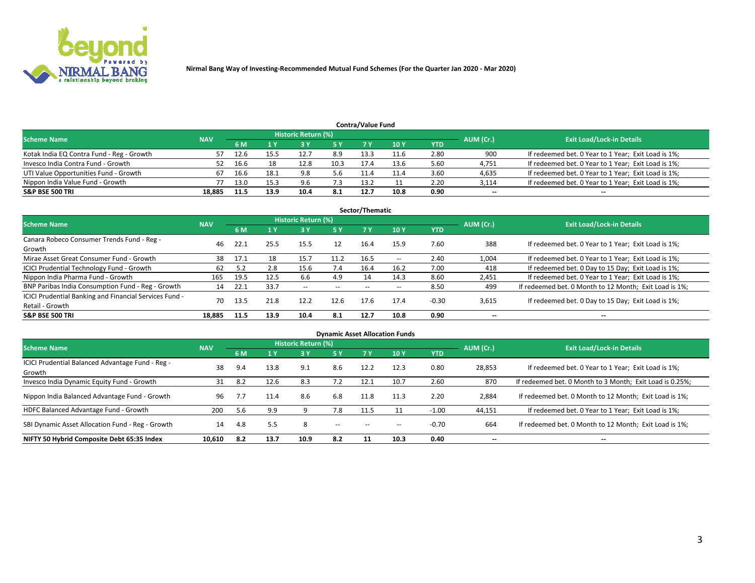Nirmal Bang Way of Investing-Recommended Mutual Fund Schemes (For the Quarter Jan 2020 - Mar 2020)

## Contra/Value Fund

| Scheme Name | NAV | Historic Return (%) | | | | | | | AUM (Cr.) | Exit Load/Lock-in Details |
|---|---|---|---|---|---|---|---|---|---|---|
| | | 6 M | 1 Y | 3 Y | 5 Y | 7 Y | 10 Y | YTD | | |
| Kotak India EQ Contra Fund - Reg - Growth | 57 | 12.6 | 15.5 | 12.7 | 8.9 | 13.3 | 11.6 | 2.80 | 900 | If redeemed bet. 0 Year to 1 Year; Exit Load is 1%; |
| Invesco India Contra Fund - Growth | 52 | 16.6 | 18 | 12.8 | 10.3 | 17.4 | 13.6 | 5.60 | 4,751 | If redeemed bet. 0 Year to 1 Year; Exit Load is 1%; |
| UTI Value Opportunities Fund - Growth | 67 | 16.6 | 18.1 | 9.8 | 5.6 | 11.4 | 11.4 | 3.60 | 4,635 | If redeemed bet. 0 Year to 1 Year; Exit Load is 1%; |
| Nippon India Value Fund - Growth | 77 | 13.0 | 15.3 | 9.6 | 7.3 | 13.2 | 11 | 2.20 | 3,114 | If redeemed bet. 0 Year to 1 Year; Exit Load is 1%; |
| **S&P BSE 500 TRI** | **18,885** | **11.5** | **13.9** | **10.4** | **8.1** | **12.7** | **10.8** | **0.90** | -- | -- |

## Sector/Thematic

| Scheme Name | NAV | Historic Return (%) | | | | | | | AUM (Cr.) | Exit Load/Lock-in Details |
|---|---|---|---|---|---|---|---|---|---|---|
| | | 6 M | 1 Y | 3 Y | 5 Y | 7 Y | 10 Y | YTD | | |
| Canara Robeco Consumer Trends Fund - Reg - Growth | 46 | 22.1 | 25.5 | 15.5 | 12 | 16.4 | 15.9 | 7.60 | 388 | If redeemed bet. 0 Year to 1 Year; Exit Load is 1%; |
| Mirae Asset Great Consumer Fund - Growth | 38 | 17.1 | 18 | 15.7 | 11.2 | 16.5 | -- | 2.40 | 1,004 | If redeemed bet. 0 Year to 1 Year; Exit Load is 1%; |
| ICICI Prudential Technology Fund - Growth | 62 | 5.2 | 2.8 | 15.6 | 7.4 | 16.4 | 16.2 | 7.00 | 418 | If redeemed bet. 0 Day to 15 Day; Exit Load is 1%; |
| Nippon India Pharma Fund - Growth | 165 | 19.5 | 12.5 | 6.6 | 4.9 | 14 | 14.3 | 8.60 | 2,451 | If redeemed bet. 0 Year to 1 Year; Exit Load is 1%; |
| BNP Paribas India Consumption Fund - Reg - Growth | 14 | 22.1 | 33.7 | -- | -- | -- | -- | 8.50 | 499 | If redeemed bet. 0 Month to 12 Month; Exit Load is 1%; |
| ICICI Prudential Banking and Financial Services Fund - Retail - Growth | 70 | 13.5 | 21.8 | 12.2 | 12.6 | 17.6 | 17.4 | -0.30 | 3,615 | If redeemed bet. 0 Day to 15 Day; Exit Load is 1%; |
| **S&P BSE 500 TRI** | **18,885** | **11.5** | **13.9** | **10.4** | **8.1** | **12.7** | **10.8** | **0.90** | -- | -- |

## Dynamic Asset Allocation Funds

| Scheme Name | NAV | Historic Return (%) | | | | | | | AUM (Cr.) | Exit Load/Lock-in Details |
|---|---|---|---|---|---|---|---|---|---|---|
| | | 6 M | 1 Y | 3 Y | 5 Y | 7 Y | 10 Y | YTD | | |
| ICICI Prudential Balanced Advantage Fund - Reg - Growth | 38 | 9.4 | 13.8 | 9.1 | 8.6 | 12.2 | 12.3 | 0.80 | 28,853 | If redeemed bet. 0 Year to 1 Year; Exit Load is 1%; |
| Invesco India Dynamic Equity Fund - Growth | 31 | 8.2 | 12.6 | 8.3 | 7.2 | 12.1 | 10.7 | 2.60 | 870 | If redeemed bet. 0 Month to 3 Month; Exit Load is 0.25%; |
| Nippon India Balanced Advantage Fund - Growth | 96 | 7.7 | 11.4 | 8.6 | 6.8 | 11.8 | 11.3 | 2.20 | 2,884 | If redeemed bet. 0 Month to 12 Month; Exit Load is 1%; |
| HDFC Balanced Advantage Fund - Growth | 200 | 5.6 | 9.9 | 9 | 7.8 | 11.5 | 11 | -1.00 | 44,151 | If redeemed bet. 0 Year to 1 Year; Exit Load is 1%; |
| SBI Dynamic Asset Allocation Fund - Reg - Growth | 14 | 4.8 | 5.5 | 8 | -- | -- | -- | -0.70 | 664 | If redeemed bet. 0 Month to 12 Month; Exit Load is 1%; |
| **NIFTY 50 Hybrid Composite Debt 65:35 Index** | **10,610** | **8.2** | **13.7** | **10.9** | **8.2** | **11** | **10.3** | **0.40** | -- | -- |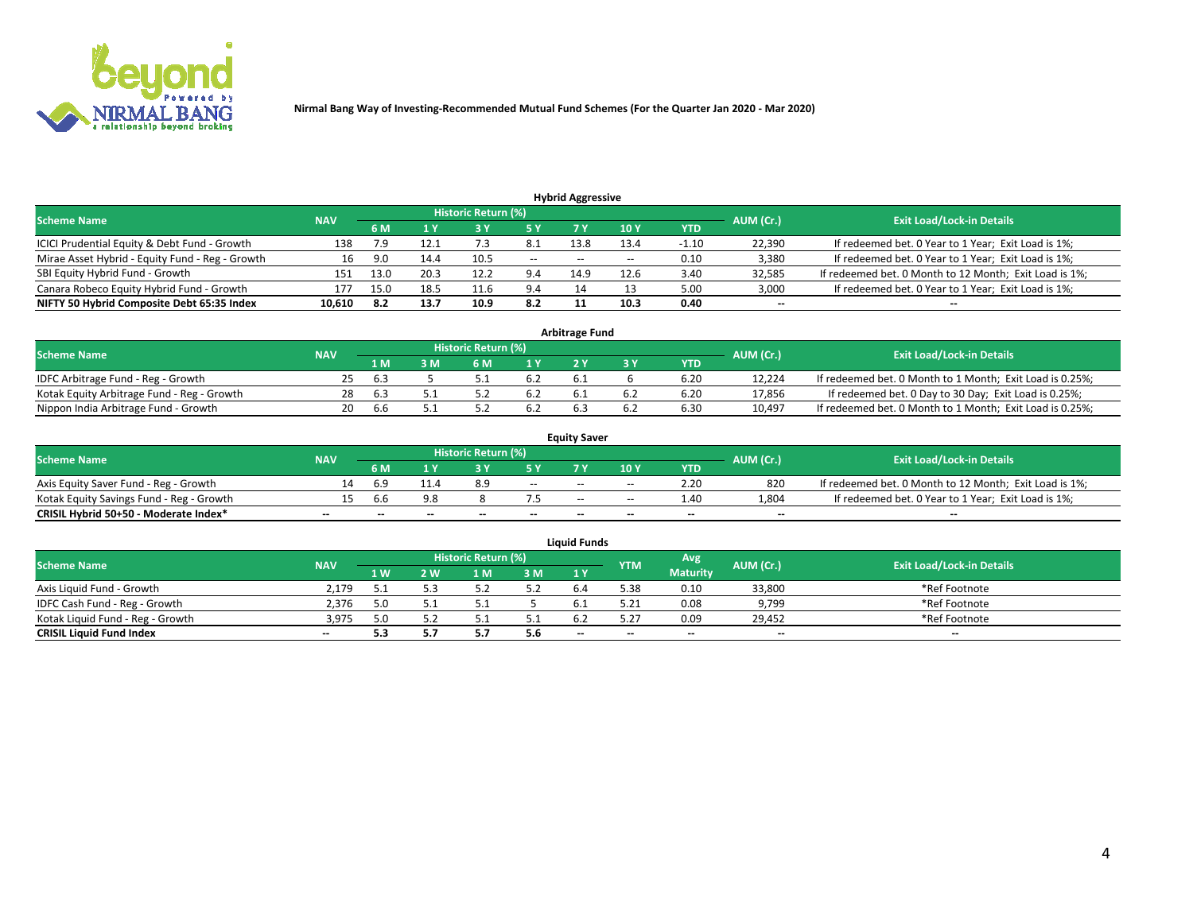Nirmal Bang Way of Investing-Recommended Mutual Fund Schemes (For the Quarter Jan 2020 - Mar 2020)

## Hybrid Aggressive

| Scheme Name | NAV | Historic Return (%) | | | | | | | AUM (Cr.) | Exit Load/Lock-in Details |
|---|---|---|---|---|---|---|---|---|---|---|
| | | 6 M | 1 Y | 3 Y | 5 Y | 7 Y | 10 Y | YTD | | |
| ICICI Prudential Equity & Debt Fund - Growth | 138 | 7.9 | 12.1 | 7.3 | 8.1 | 13.8 | 13.4 | -1.10 | 22,390 | If redeemed bet. 0 Year to 1 Year; Exit Load is 1%; |
| Mirae Asset Hybrid - Equity Fund - Reg - Growth | 16 | 9.0 | 14.4 | 10.5 | -- | -- | -- | 0.10 | 3,380 | If redeemed bet. 0 Year to 1 Year; Exit Load is 1%; |
| SBI Equity Hybrid Fund - Growth | 151 | 13.0 | 20.3 | 12.2 | 9.4 | 14.9 | 12.6 | 3.40 | 32,585 | If redeemed bet. 0 Month to 12 Month; Exit Load is 1%; |
| Canara Robeco Equity Hybrid Fund - Growth | 177 | 15.0 | 18.5 | 11.6 | 9.4 | 14 | 13 | 5.00 | 3,000 | If redeemed bet. 0 Year to 1 Year; Exit Load is 1%; |
| **NIFTY 50 Hybrid Composite Debt 65:35 Index** | **10,610** | **8.2** | **13.7** | **10.9** | **8.2** | **11** | **10.3** | **0.40** | **--** | **--** |

## Arbitrage Fund

| Scheme Name | NAV | Historic Return (%) | | | | | | | AUM (Cr.) | Exit Load/Lock-in Details |
|---|---|---|---|---|---|---|---|---|---|---|
| | | 1 M | 3 M | 6 M | 1 Y | 2 Y | 3 Y | YTD | | |
| IDFC Arbitrage Fund - Reg - Growth | 25 | 6.3 | 5 | 5.1 | 6.2 | 6.1 | 6 | 6.20 | 12,224 | If redeemed bet. 0 Month to 1 Month; Exit Load is 0.25%; |
| Kotak Equity Arbitrage Fund - Reg - Growth | 28 | 6.3 | 5.1 | 5.2 | 6.2 | 6.1 | 6.2 | 6.20 | 17,856 | If redeemed bet. 0 Day to 30 Day; Exit Load is 0.25%; |
| Nippon India Arbitrage Fund - Growth | 20 | 6.6 | 5.1 | 5.2 | 6.2 | 6.3 | 6.2 | 6.30 | 10,497 | If redeemed bet. 0 Month to 1 Month; Exit Load is 0.25%; |

## Equity Saver

| Scheme Name | NAV | Historic Return (%) | | | | | | | AUM (Cr.) | Exit Load/Lock-in Details |
|---|---|---|---|---|---|---|---|---|---|---|
| | | 6 M | 1 Y | 3 Y | 5 Y | 7 Y | 10 Y | YTD | | |
| Axis Equity Saver Fund - Reg - Growth | 14 | 6.9 | 11.4 | 8.9 | -- | -- | -- | 2.20 | 820 | If redeemed bet. 0 Month to 12 Month; Exit Load is 1%; |
| Kotak Equity Savings Fund - Reg - Growth | 15 | 6.6 | 9.8 | 8 | 7.5 | -- | -- | 1.40 | 1,804 | If redeemed bet. 0 Year to 1 Year; Exit Load is 1%; |
| **CRISIL Hybrid 50+50 - Moderate Index*** | **--** | **--** | **--** | **--** | **--** | **--** | **--** | **--** | **--** | **--** |

## Liquid Funds

| Scheme Name | NAV | Historic Return (%) | | | | | YTM | Avg Maturity | AUM (Cr.) | Exit Load/Lock-in Details |
|---|---|---|---|---|---|---|---|---|---|---|
| | | 1 W | 2 W | 1 M | 3 M | 1 Y | | | | |
| Axis Liquid Fund - Growth | 2,179 | 5.1 | 5.3 | 5.2 | 5.2 | 6.4 | 5.38 | 0.10 | 33,800 | *Ref Footnote |
| IDFC Cash Fund - Reg - Growth | 2,376 | 5.0 | 5.1 | 5.1 | 5 | 6.1 | 5.21 | 0.08 | 9,799 | *Ref Footnote |
| Kotak Liquid Fund - Reg - Growth | 3,975 | 5.0 | 5.2 | 5.1 | 5.1 | 6.2 | 5.27 | 0.09 | 29,452 | *Ref Footnote |
| **CRISIL Liquid Fund Index** | **--** | **5.3** | **5.7** | **5.7** | **5.6** | **--** | **--** | **--** | **--** | **--** |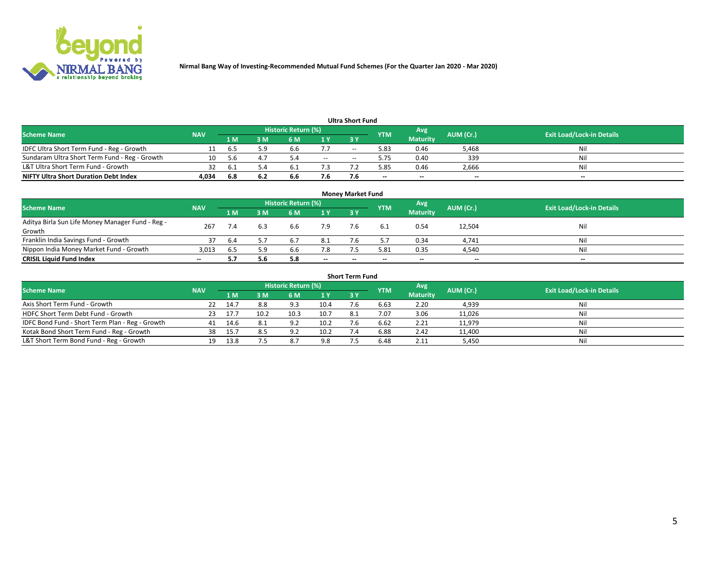**Nirmal Bang Way of Investing-Recommended Mutual Fund Schemes (For the Quarter Jan 2020 - Mar 2020)**

### Ultra Short Fund

| Scheme Name | NAV | Historic Return (%) | | | | | YTM | Avg Maturity | AUM (Cr.) | Exit Load/Lock-in Details |
|---|---|---|---|---|---|---|---|---|---|---|
| | | 1 M | 3 M | 6 M | 1 Y | 3 Y | | | | |
| IDFC Ultra Short Term Fund - Reg - Growth | 11 | 6.5 | 5.9 | 6.6 | 7.7 | -- | 5.83 | 0.46 | 5,468 | Nil |
| Sundaram Ultra Short Term Fund - Reg - Growth | 10 | 5.6 | 4.7 | 5.4 | -- | -- | 5.75 | 0.40 | 339 | Nil |
| L&T Ultra Short Term Fund - Growth | 32 | 6.1 | 5.4 | 6.1 | 7.3 | 7.2 | 5.85 | 0.46 | 2,666 | Nil |
| **NIFTY Ultra Short Duration Debt Index** | **4,034** | **6.8** | **6.2** | **6.6** | **7.6** | **7.6** | -- | -- | -- | -- |

### Money Market Fund

| Scheme Name | NAV | Historic Return (%) | | | | | YTM | Avg Maturity | AUM (Cr.) | Exit Load/Lock-in Details |
|---|---|---|---|---|---|---|---|---|---|---|
| | | 1 M | 3 M | 6 M | 1 Y | 3 Y | | | | |
| Aditya Birla Sun Life Money Manager Fund - Reg - Growth | 267 | 7.4 | 6.3 | 6.6 | 7.9 | 7.6 | 6.1 | 0.54 | 12,504 | Nil |
| Franklin India Savings Fund - Growth | 37 | 6.4 | 5.7 | 6.7 | 8.1 | 7.6 | 5.7 | 0.34 | 4,741 | Nil |
| Nippon India Money Market Fund - Growth | 3,013 | 6.5 | 5.9 | 6.6 | 7.8 | 7.5 | 5.81 | 0.35 | 4,540 | Nil |
| **CRISIL Liquid Fund Index** | -- | **5.7** | **5.6** | **5.8** | -- | -- | -- | -- | -- | -- |

### Short Term Fund

| Scheme Name | NAV | Historic Return (%) | | | | | YTM | Avg Maturity | AUM (Cr.) | Exit Load/Lock-in Details |
|---|---|---|---|---|---|---|---|---|---|---|
| | | 1 M | 3 M | 6 M | 1 Y | 3 Y | | | | |
| Axis Short Term Fund - Growth | 22 | 14.7 | 8.8 | 9.3 | 10.4 | 7.6 | 6.63 | 2.20 | 4,939 | Nil |
| HDFC Short Term Debt Fund - Growth | 23 | 17.7 | 10.2 | 10.3 | 10.7 | 8.1 | 7.07 | 3.06 | 11,026 | Nil |
| IDFC Bond Fund - Short Term Plan - Reg - Growth | 41 | 14.6 | 8.1 | 9.2 | 10.2 | 7.6 | 6.62 | 2.21 | 11,979 | Nil |
| Kotak Bond Short Term Fund - Reg - Growth | 38 | 15.7 | 8.5 | 9.2 | 10.2 | 7.4 | 6.88 | 2.42 | 11,400 | Nil |
| L&T Short Term Bond Fund - Reg - Growth | 19 | 13.8 | 7.5 | 8.7 | 9.8 | 7.5 | 6.48 | 2.11 | 5,450 | Nil |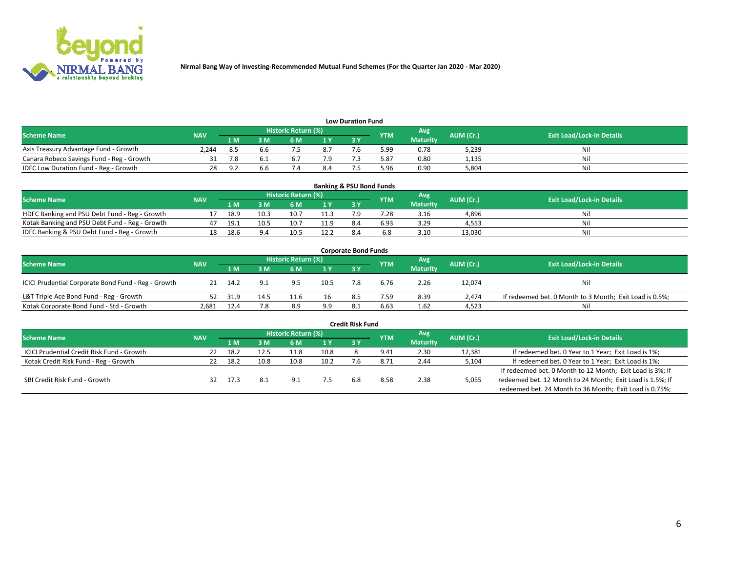Nirmal Bang Way of Investing-Recommended Mutual Fund Schemes (For the Quarter Jan 2020 - Mar 2020)

## Low Duration Fund

| Scheme Name | NAV | Historic Return (%) | | | | | YTM | Avg Maturity | AUM (Cr.) | Exit Load/Lock-in Details |
|---|---|---|---|---|---|---|---|---|---|---|
| | | 1 M | 3 M | 6 M | 1 Y | 3 Y | | | | |
| Axis Treasury Advantage Fund - Growth | 2,244 | 8.5 | 6.6 | 7.5 | 8.7 | 7.6 | 5.99 | 0.78 | 5,239 | Nil |
| Canara Robeco Savings Fund - Reg - Growth | 31 | 7.8 | 6.1 | 6.7 | 7.9 | 7.3 | 5.87 | 0.80 | 1,135 | Nil |
| IDFC Low Duration Fund - Reg - Growth | 28 | 9.2 | 6.6 | 7.4 | 8.4 | 7.5 | 5.96 | 0.90 | 5,804 | Nil |

## Banking & PSU Bond Funds

| Scheme Name | NAV | Historic Return (%) | | | | | YTM | Avg Maturity | AUM (Cr.) | Exit Load/Lock-in Details |
|---|---|---|---|---|---|---|---|---|---|---|
| | | 1 M | 3 M | 6 M | 1 Y | 3 Y | | | | |
| HDFC Banking and PSU Debt Fund - Reg - Growth | 17 | 18.9 | 10.3 | 10.7 | 11.3 | 7.9 | 7.28 | 3.16 | 4,896 | Nil |
| Kotak Banking and PSU Debt Fund - Reg - Growth | 47 | 19.1 | 10.5 | 10.7 | 11.9 | 8.4 | 6.93 | 3.29 | 4,553 | Nil |
| IDFC Banking & PSU Debt Fund - Reg - Growth | 18 | 18.6 | 9.4 | 10.5 | 12.2 | 8.4 | 6.8 | 3.10 | 13,030 | Nil |

## Corporate Bond Funds

| Scheme Name | NAV | Historic Return (%) | | | | | YTM | Avg Maturity | AUM (Cr.) | Exit Load/Lock-in Details |
|---|---|---|---|---|---|---|---|---|---|---|
| | | 1 M | 3 M | 6 M | 1 Y | 3 Y | | | | |
| ICICI Prudential Corporate Bond Fund - Reg - Growth | 21 | 14.2 | 9.1 | 9.5 | 10.5 | 7.8 | 6.76 | 2.26 | 12,074 | Nil |
| L&T Triple Ace Bond Fund - Reg - Growth | 52 | 31.9 | 14.5 | 11.6 | 16 | 8.5 | 7.59 | 8.39 | 2,474 | If redeemed bet. 0 Month to 3 Month; Exit Load is 0.5%; |
| Kotak Corporate Bond Fund - Std - Growth | 2,681 | 12.4 | 7.8 | 8.9 | 9.9 | 8.1 | 6.63 | 1.62 | 4,523 | Nil |

## Credit Risk Fund

| Scheme Name | NAV | Historic Return (%) | | | | | YTM | Avg Maturity | AUM (Cr.) | Exit Load/Lock-in Details |
|---|---|---|---|---|---|---|---|---|---|---|
| | | 1 M | 3 M | 6 M | 1 Y | 3 Y | | | | |
| ICICI Prudential Credit Risk Fund - Growth | 22 | 18.2 | 12.5 | 11.8 | 10.8 | 8 | 9.41 | 2.30 | 12,381 | If redeemed bet. 0 Year to 1 Year; Exit Load is 1%; |
| Kotak Credit Risk Fund - Reg - Growth | 22 | 18.2 | 10.8 | 10.8 | 10.2 | 7.6 | 8.71 | 2.44 | 5,104 | If redeemed bet. 0 Year to 1 Year; Exit Load is 1%; |
| SBI Credit Risk Fund - Growth | 32 | 17.3 | 8.1 | 9.1 | 7.5 | 6.8 | 8.58 | 2.38 | 5,055 | If redeemed bet. 0 Month to 12 Month; Exit Load is 3%; If redeemed bet. 12 Month to 24 Month; Exit Load is 1.5%; If redeemed bet. 24 Month to 36 Month; Exit Load is 0.75%; |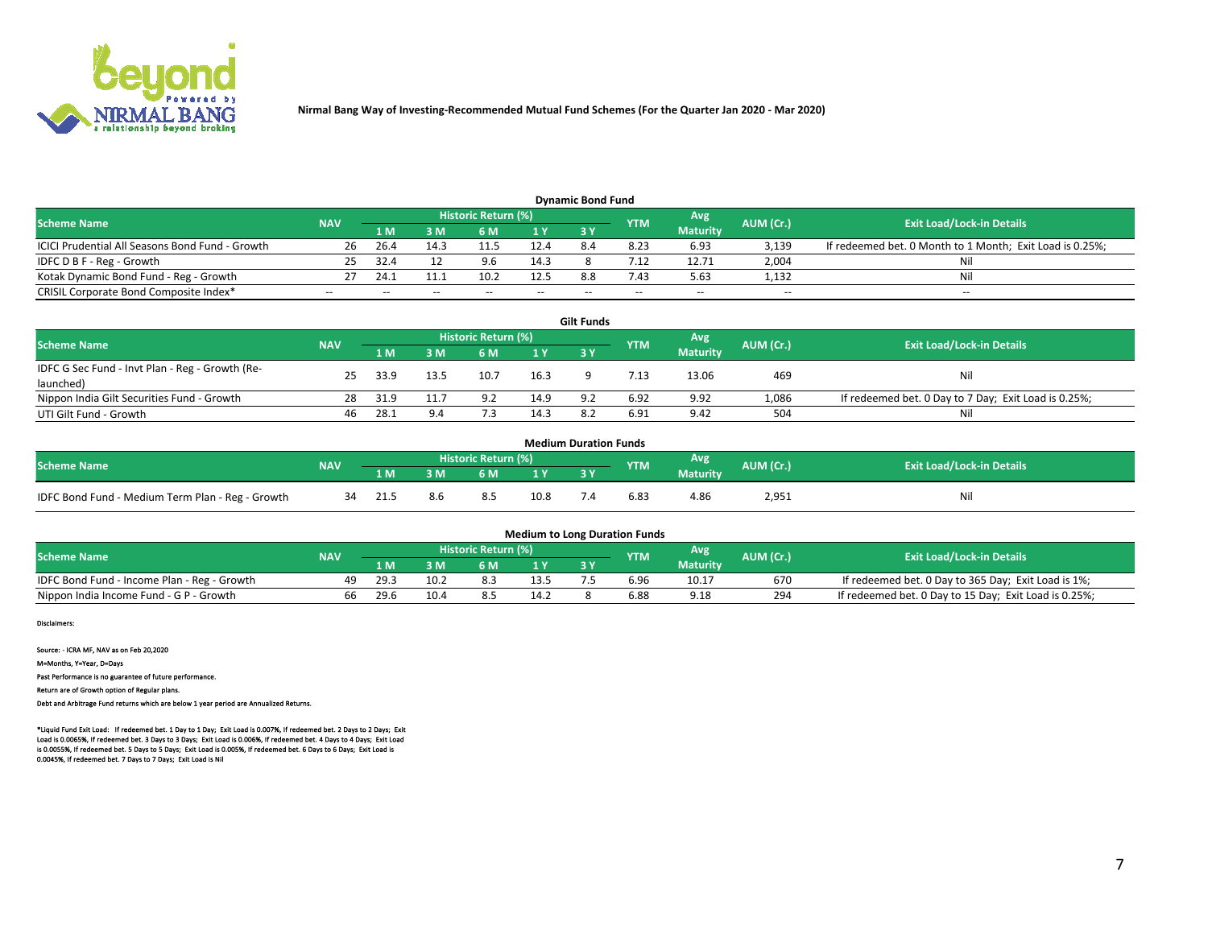Nirmal Bang Way of Investing-Recommended Mutual Fund Schemes (For the Quarter Jan 2020 - Mar 2020)

## Dynamic Bond Fund

| Scheme Name | NAV | Historic Return (%) | | | | | YTM | Avg Maturity | AUM (Cr.) | Exit Load/Lock-in Details |
|---|---|---|---|---|---|---|---|---|---|---|
| | | 1 M | 3 M | 6 M | 1 Y | 3 Y | | | | |
| ICICI Prudential All Seasons Bond Fund - Growth | 26 | 26.4 | 14.3 | 11.5 | 12.4 | 8.4 | 8.23 | 6.93 | 3,139 | If redeemed bet. 0 Month to 1 Month; Exit Load is 0.25%; |
| IDFC D B F - Reg - Growth | 25 | 32.4 | 12 | 9.6 | 14.3 | 8 | 7.12 | 12.71 | 2,004 | Nil |
| Kotak Dynamic Bond Fund - Reg - Growth | 27 | 24.1 | 11.1 | 10.2 | 12.5 | 8.8 | 7.43 | 5.63 | 1,132 | Nil |
| CRISIL Corporate Bond Composite Index* | -- | -- | -- | -- | -- | -- | -- | -- | -- | -- |

## Gilt Funds

| Scheme Name | NAV | Historic Return (%) | | | | | YTM | Avg Maturity | AUM (Cr.) | Exit Load/Lock-in Details |
|---|---|---|---|---|---|---|---|---|---|---|
| | | 1 M | 3 M | 6 M | 1 Y | 3 Y | | | | |
| IDFC G Sec Fund - Invt Plan - Reg - Growth (Re-launched) | 25 | 33.9 | 13.5 | 10.7 | 16.3 | 9 | 7.13 | 13.06 | 469 | Nil |
| Nippon India Gilt Securities Fund - Growth | 28 | 31.9 | 11.7 | 9.2 | 14.9 | 9.2 | 6.92 | 9.92 | 1,086 | If redeemed bet. 0 Day to 7 Day; Exit Load is 0.25%; |
| UTI Gilt Fund - Growth | 46 | 28.1 | 9.4 | 7.3 | 14.3 | 8.2 | 6.91 | 9.42 | 504 | Nil |

## Medium Duration Funds

| Scheme Name | NAV | Historic Return (%) | | | | | YTM | Avg Maturity | AUM (Cr.) | Exit Load/Lock-in Details |
|---|---|---|---|---|---|---|---|---|---|---|
| | | 1 M | 3 M | 6 M | 1 Y | 3 Y | | | | |
| IDFC Bond Fund - Medium Term Plan - Reg - Growth | 34 | 21.5 | 8.6 | 8.5 | 10.8 | 7.4 | 6.83 | 4.86 | 2,951 | Nil |

## Medium to Long Duration Funds

| Scheme Name | NAV | Historic Return (%) | | | | | YTM | Avg Maturity | AUM (Cr.) | Exit Load/Lock-in Details |
|---|---|---|---|---|---|---|---|---|---|---|
| | | 1 M | 3 M | 6 M | 1 Y | 3 Y | | | | |
| IDFC Bond Fund - Income Plan - Reg - Growth | 49 | 29.3 | 10.2 | 8.3 | 13.5 | 7.5 | 6.96 | 10.17 | 670 | If redeemed bet. 0 Day to 365 Day; Exit Load is 1%; |
| Nippon India Income Fund - G P - Growth | 66 | 29.6 | 10.4 | 8.5 | 14.2 | 8 | 6.88 | 9.18 | 294 | If redeemed bet. 0 Day to 15 Day; Exit Load is 0.25%; |

Disclaimers:

Source: - ICRA MF, NAV as on Feb 20,2020

M=Months, Y=Year, D=Days

Past Performance is no guarantee of future performance.

Return are of Growth option of Regular plans.

Debt and Arbitrage Fund returns which are below 1 year period are Annualized Returns.

*Liquid Fund Exit Load: If redeemed bet. 1 Day to 1 Day; Exit Load is 0.007%, If redeemed bet. 2 Days to 2 Days; Exit Load is 0.0065%, If redeemed bet. 3 Days to 3 Days; Exit Load is 0.006%, If redeemed bet. 4 Days to 4 Days; Exit Load is 0.0055%, If redeemed bet. 5 Days to 5 Days; Exit Load is 0.005%, If redeemed bet. 6 Days to 6 Days; Exit Load is 0.0045%, If redeemed bet. 7 Days to 7 Days; Exit Load is Nil